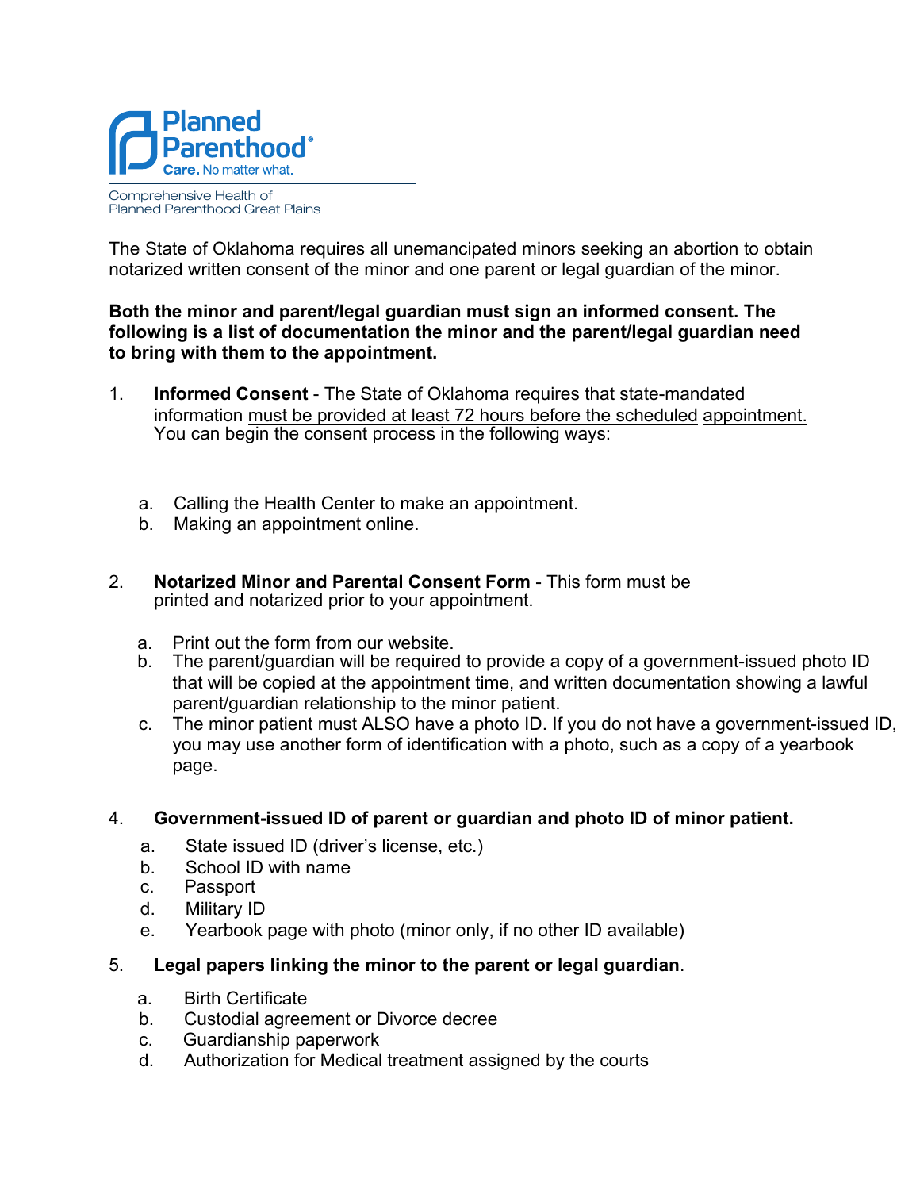Planned Parenthood®
Care. No matter what.

Comprehensive Health of
Planned Parenthood Great Plains

The State of Oklahoma requires all unemancipated minors seeking an abortion to obtain notarized written consent of the minor and one parent or legal guardian of the minor.

**Both the minor and parent/legal guardian must sign an informed consent. The following is a list of documentation the minor and the parent/legal guardian need to bring with them to the appointment.**

1. **Informed Consent** - The State of Oklahoma requires that state-mandated information must be provided at least 72 hours before the scheduled appointment. You can begin the consent process in the following ways:

   a. Calling the Health Center to make an appointment.
   b. Making an appointment online.

2. **Notarized Minor and Parental Consent Form** - This form must be printed and notarized prior to your appointment.

   a. Print out the form from our website.
   b. The parent/guardian will be required to provide a copy of a government-issued photo ID that will be copied at the appointment time, and written documentation showing a lawful parent/guardian relationship to the minor patient.
   c. The minor patient must ALSO have a photo ID. If you do not have a government-issued ID, you may use another form of identification with a photo, such as a copy of a yearbook page.

4. **Government-issued ID of parent or guardian and photo ID of minor patient.**

   a. State issued ID (driver's license, etc.)
   b. School ID with name
   c. Passport
   d. Military ID
   e. Yearbook page with photo (minor only, if no other ID available)

5. **Legal papers linking the minor to the parent or legal guardian**.

   a. Birth Certificate
   b. Custodial agreement or Divorce decree
   c. Guardianship paperwork
   d. Authorization for Medical treatment assigned by the courts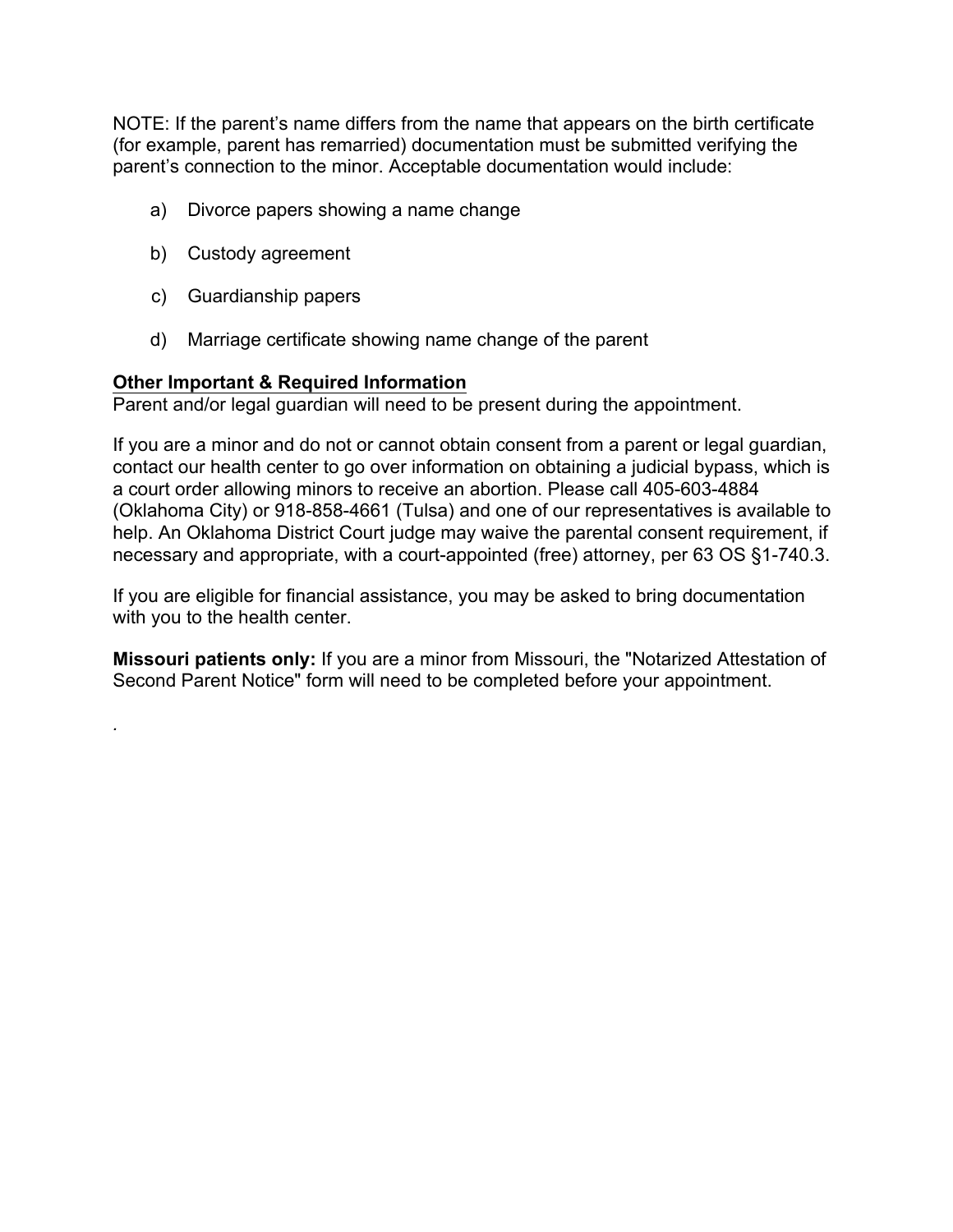NOTE: If the parent's name differs from the name that appears on the birth certificate (for example, parent has remarried) documentation must be submitted verifying the parent's connection to the minor. Acceptable documentation would include:

a) Divorce papers showing a name change

b) Custody agreement

c) Guardianship papers

d) Marriage certificate showing name change of the parent

**Other Important & Required Information**

Parent and/or legal guardian will need to be present during the appointment.

If you are a minor and do not or cannot obtain consent from a parent or legal guardian, contact our health center to go over information on obtaining a judicial bypass, which is a court order allowing minors to receive an abortion. Please call 405-603-4884 (Oklahoma City) or 918-858-4661 (Tulsa) and one of our representatives is available to help. An Oklahoma District Court judge may waive the parental consent requirement, if necessary and appropriate, with a court-appointed (free) attorney, per 63 OS §1-740.3.

If you are eligible for financial assistance, you may be asked to bring documentation with you to the health center.

**Missouri patients only:** If you are a minor from Missouri, the "Notarized Attestation of Second Parent Notice" form will need to be completed before your appointment.

.